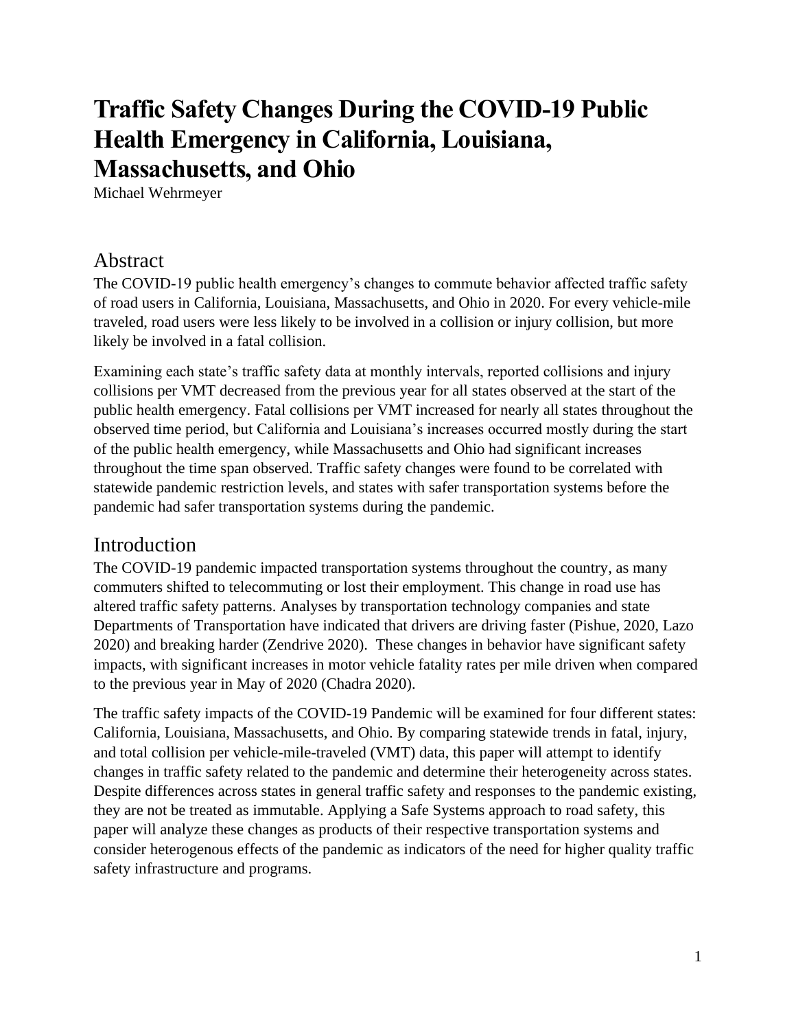# Traffic Safety Changes During the COVID-19 Public Health Emergency in California, Louisiana, Massachusetts, and Ohio

Michael Wehrmeyer

## Abstract

The COVID-19 public health emergency's changes to commute behavior affected traffic safety of road users in California, Louisiana, Massachusetts, and Ohio in 2020. For every vehicle-mile traveled, road users were less likely to be involved in a collision or injury collision, but more likely be involved in a fatal collision.

Examining each state's traffic safety data at monthly intervals, reported collisions and injury collisions per VMT decreased from the previous year for all states observed at the start of the public health emergency. Fatal collisions per VMT increased for nearly all states throughout the observed time period, but California and Louisiana's increases occurred mostly during the start of the public health emergency, while Massachusetts and Ohio had significant increases throughout the time span observed. Traffic safety changes were found to be correlated with statewide pandemic restriction levels, and states with safer transportation systems before the pandemic had safer transportation systems during the pandemic.

## Introduction

The COVID-19 pandemic impacted transportation systems throughout the country, as many commuters shifted to telecommuting or lost their employment. This change in road use has altered traffic safety patterns. Analyses by transportation technology companies and state Departments of Transportation have indicated that drivers are driving faster (Pishue, 2020, Lazo 2020) and breaking harder (Zendrive 2020). These changes in behavior have significant safety impacts, with significant increases in motor vehicle fatality rates per mile driven when compared to the previous year in May of 2020 (Chadra 2020).

The traffic safety impacts of the COVID-19 Pandemic will be examined for four different states: California, Louisiana, Massachusetts, and Ohio. By comparing statewide trends in fatal, injury, and total collision per vehicle-mile-traveled (VMT) data, this paper will attempt to identify changes in traffic safety related to the pandemic and determine their heterogeneity across states. Despite differences across states in general traffic safety and responses to the pandemic existing, they are not be treated as immutable. Applying a Safe Systems approach to road safety, this paper will analyze these changes as products of their respective transportation systems and consider heterogenous effects of the pandemic as indicators of the need for higher quality traffic safety infrastructure and programs.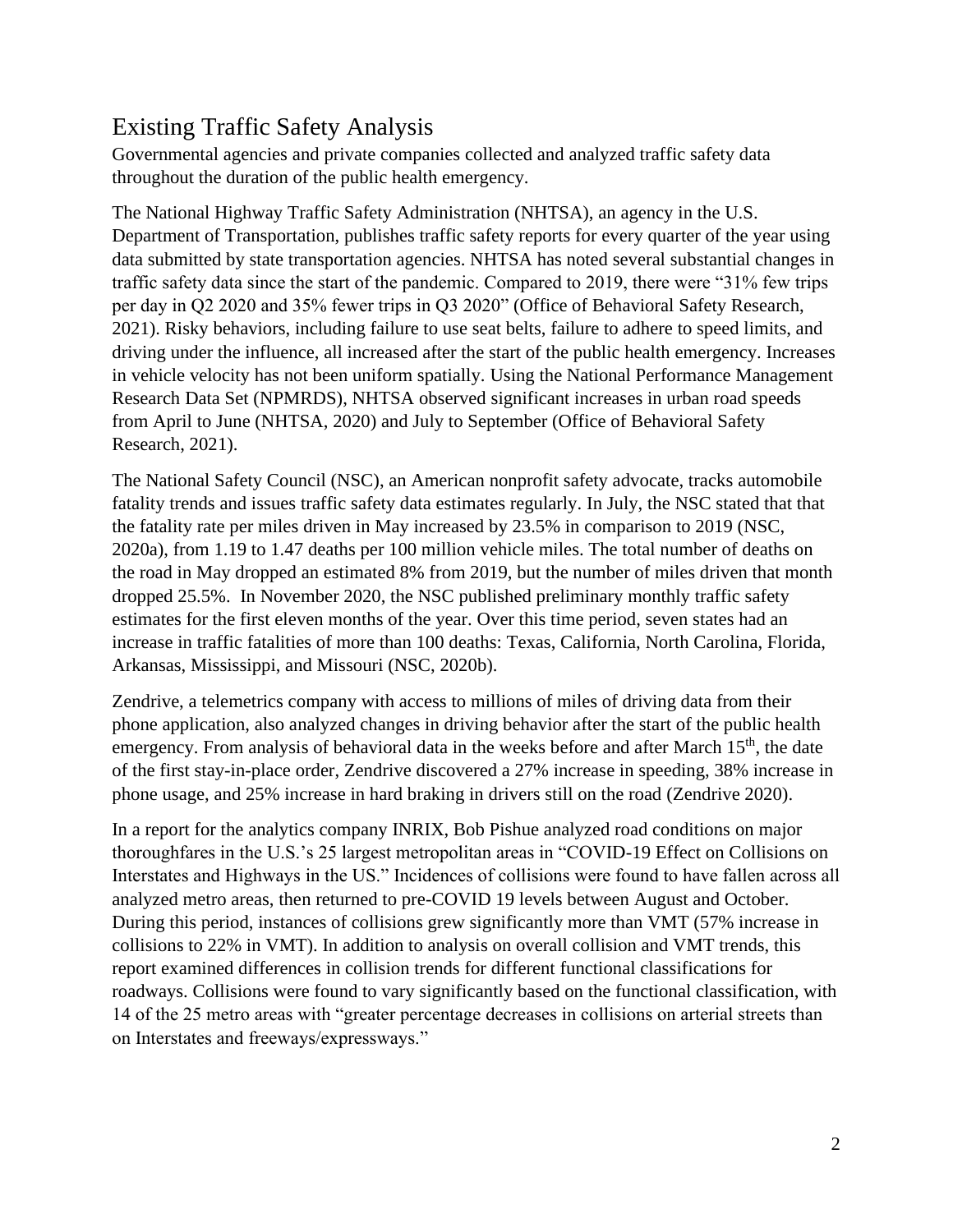## Existing Traffic Safety Analysis

Governmental agencies and private companies collected and analyzed traffic safety data throughout the duration of the public health emergency.

The National Highway Traffic Safety Administration (NHTSA), an agency in the U.S. Department of Transportation, publishes traffic safety reports for every quarter of the year using data submitted by state transportation agencies. NHTSA has noted several substantial changes in traffic safety data since the start of the pandemic. Compared to 2019, there were "31% few trips per day in Q2 2020 and 35% fewer trips in Q3 2020" (Office of Behavioral Safety Research, 2021). Risky behaviors, including failure to use seat belts, failure to adhere to speed limits, and driving under the influence, all increased after the start of the public health emergency. Increases in vehicle velocity has not been uniform spatially. Using the National Performance Management Research Data Set (NPMRDS), NHTSA observed significant increases in urban road speeds from April to June (NHTSA, 2020) and July to September (Office of Behavioral Safety Research, 2021).

The National Safety Council (NSC), an American nonprofit safety advocate, tracks automobile fatality trends and issues traffic safety data estimates regularly. In July, the NSC stated that that the fatality rate per miles driven in May increased by 23.5% in comparison to 2019 (NSC, 2020a), from 1.19 to 1.47 deaths per 100 million vehicle miles. The total number of deaths on the road in May dropped an estimated 8% from 2019, but the number of miles driven that month dropped 25.5%. In November 2020, the NSC published preliminary monthly traffic safety estimates for the first eleven months of the year. Over this time period, seven states had an increase in traffic fatalities of more than 100 deaths: Texas, California, North Carolina, Florida, Arkansas, Mississippi, and Missouri (NSC, 2020b).

Zendrive, a telemetrics company with access to millions of miles of driving data from their phone application, also analyzed changes in driving behavior after the start of the public health emergency. From analysis of behavioral data in the weeks before and after March 15th, the date of the first stay-in-place order, Zendrive discovered a 27% increase in speeding, 38% increase in phone usage, and 25% increase in hard braking in drivers still on the road (Zendrive 2020).

In a report for the analytics company INRIX, Bob Pishue analyzed road conditions on major thoroughfares in the U.S.'s 25 largest metropolitan areas in "COVID-19 Effect on Collisions on Interstates and Highways in the US." Incidences of collisions were found to have fallen across all analyzed metro areas, then returned to pre-COVID 19 levels between August and October. During this period, instances of collisions grew significantly more than VMT (57% increase in collisions to 22% in VMT). In addition to analysis on overall collision and VMT trends, this report examined differences in collision trends for different functional classifications for roadways. Collisions were found to vary significantly based on the functional classification, with 14 of the 25 metro areas with "greater percentage decreases in collisions on arterial streets than on Interstates and freeways/expressways."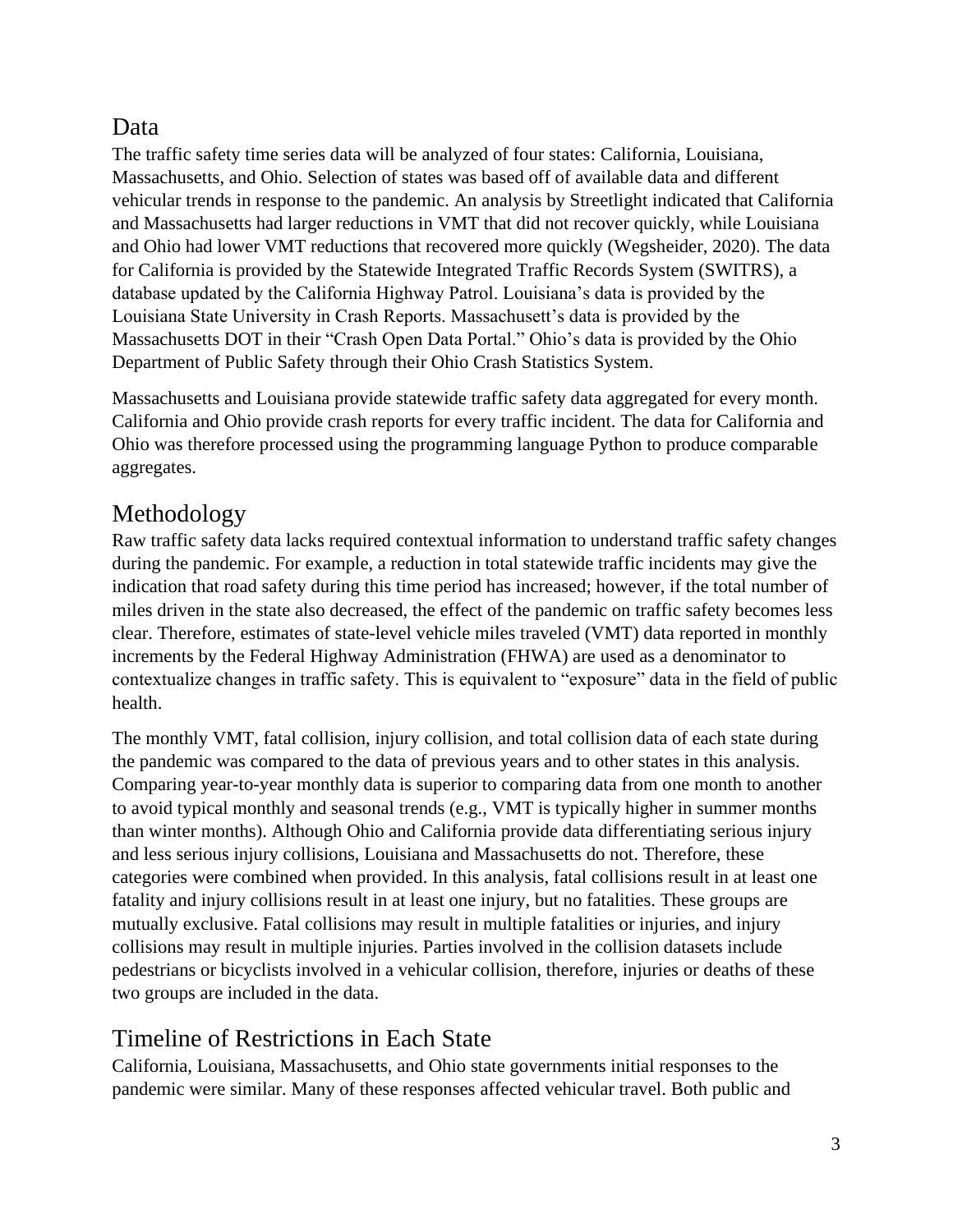## Data

The traffic safety time series data will be analyzed of four states: California, Louisiana, Massachusetts, and Ohio. Selection of states was based off of available data and different vehicular trends in response to the pandemic. An analysis by Streetlight indicated that California and Massachusetts had larger reductions in VMT that did not recover quickly, while Louisiana and Ohio had lower VMT reductions that recovered more quickly (Wegsheider, 2020). The data for California is provided by the Statewide Integrated Traffic Records System (SWITRS), a database updated by the California Highway Patrol. Louisiana's data is provided by the Louisiana State University in Crash Reports. Massachusett's data is provided by the Massachusetts DOT in their "Crash Open Data Portal." Ohio's data is provided by the Ohio Department of Public Safety through their Ohio Crash Statistics System.

Massachusetts and Louisiana provide statewide traffic safety data aggregated for every month. California and Ohio provide crash reports for every traffic incident. The data for California and Ohio was therefore processed using the programming language Python to produce comparable aggregates.

## Methodology

Raw traffic safety data lacks required contextual information to understand traffic safety changes during the pandemic. For example, a reduction in total statewide traffic incidents may give the indication that road safety during this time period has increased; however, if the total number of miles driven in the state also decreased, the effect of the pandemic on traffic safety becomes less clear. Therefore, estimates of state-level vehicle miles traveled (VMT) data reported in monthly increments by the Federal Highway Administration (FHWA) are used as a denominator to contextualize changes in traffic safety. This is equivalent to "exposure" data in the field of public health.

The monthly VMT, fatal collision, injury collision, and total collision data of each state during the pandemic was compared to the data of previous years and to other states in this analysis. Comparing year-to-year monthly data is superior to comparing data from one month to another to avoid typical monthly and seasonal trends (e.g., VMT is typically higher in summer months than winter months). Although Ohio and California provide data differentiating serious injury and less serious injury collisions, Louisiana and Massachusetts do not. Therefore, these categories were combined when provided. In this analysis, fatal collisions result in at least one fatality and injury collisions result in at least one injury, but no fatalities. These groups are mutually exclusive. Fatal collisions may result in multiple fatalities or injuries, and injury collisions may result in multiple injuries. Parties involved in the collision datasets include pedestrians or bicyclists involved in a vehicular collision, therefore, injuries or deaths of these two groups are included in the data.

## Timeline of Restrictions in Each State

California, Louisiana, Massachusetts, and Ohio state governments initial responses to the pandemic were similar. Many of these responses affected vehicular travel. Both public and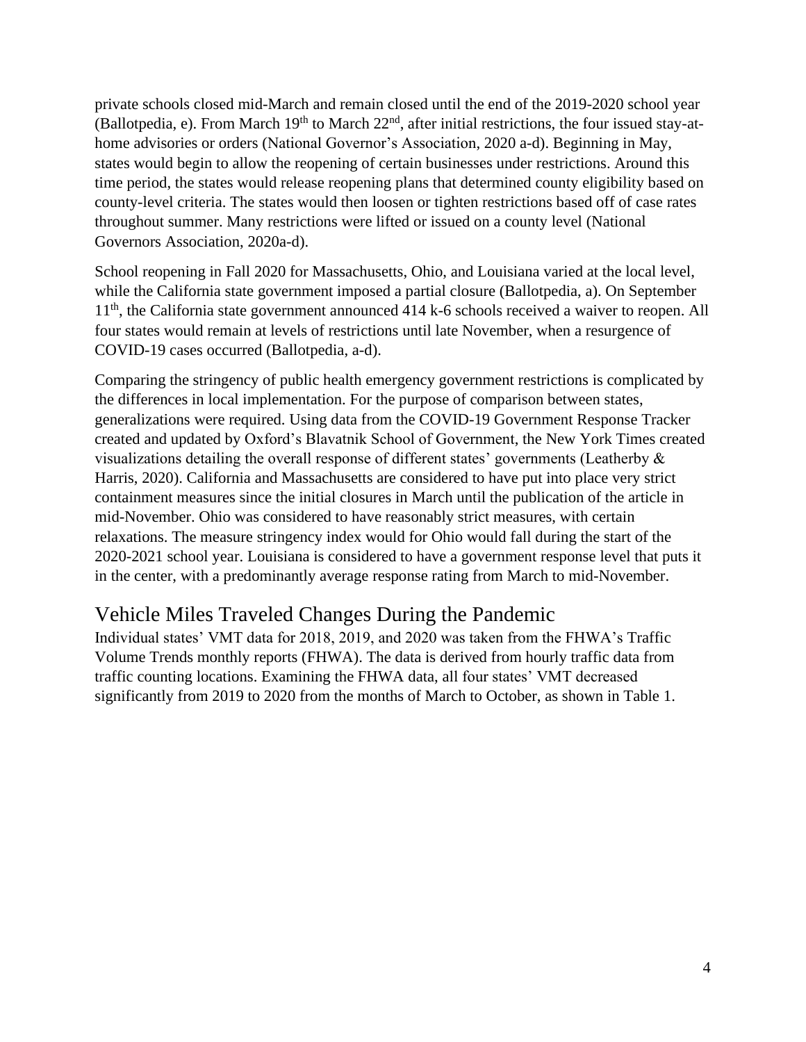private schools closed mid-March and remain closed until the end of the 2019-2020 school year (Ballotpedia, e). From March 19th to March 22nd, after initial restrictions, the four issued stay-at-home advisories or orders (National Governor's Association, 2020 a-d). Beginning in May, states would begin to allow the reopening of certain businesses under restrictions. Around this time period, the states would release reopening plans that determined county eligibility based on county-level criteria. The states would then loosen or tighten restrictions based off of case rates throughout summer. Many restrictions were lifted or issued on a county level (National Governors Association, 2020a-d).

School reopening in Fall 2020 for Massachusetts, Ohio, and Louisiana varied at the local level, while the California state government imposed a partial closure (Ballotpedia, a). On September 11th, the California state government announced 414 k-6 schools received a waiver to reopen. All four states would remain at levels of restrictions until late November, when a resurgence of COVID-19 cases occurred (Ballotpedia, a-d).

Comparing the stringency of public health emergency government restrictions is complicated by the differences in local implementation. For the purpose of comparison between states, generalizations were required. Using data from the COVID-19 Government Response Tracker created and updated by Oxford's Blavatnik School of Government, the New York Times created visualizations detailing the overall response of different states' governments (Leatherby & Harris, 2020). California and Massachusetts are considered to have put into place very strict containment measures since the initial closures in March until the publication of the article in mid-November. Ohio was considered to have reasonably strict measures, with certain relaxations. The measure stringency index would for Ohio would fall during the start of the 2020-2021 school year. Louisiana is considered to have a government response level that puts it in the center, with a predominantly average response rating from March to mid-November.

## Vehicle Miles Traveled Changes During the Pandemic

Individual states' VMT data for 2018, 2019, and 2020 was taken from the FHWA's Traffic Volume Trends monthly reports (FHWA). The data is derived from hourly traffic data from traffic counting locations. Examining the FHWA data, all four states' VMT decreased significantly from 2019 to 2020 from the months of March to October, as shown in Table 1.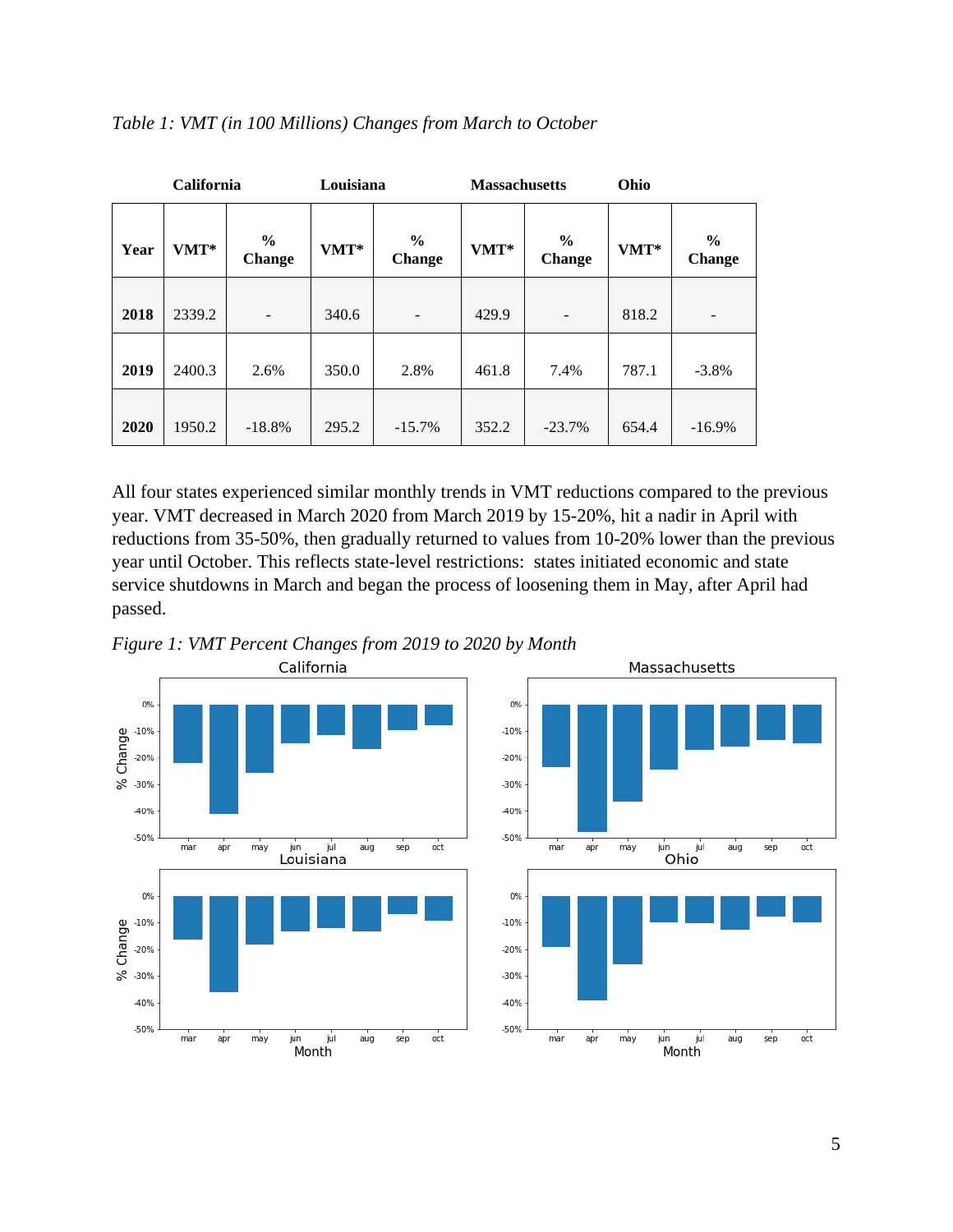*Table 1: VMT (in 100 Millions) Changes from March to October*

| | California | | Louisiana | | Massachusetts | | Ohio | |
|---|---|---|---|---|---|---|---|---|
| **Year** | **VMT*** | **% Change** | **VMT*** | **% Change** | **VMT*** | **% Change** | **VMT*** | **% Change** |
| **2018** | 2339.2 | - | 340.6 | - | 429.9 | - | 818.2 | - |
| **2019** | 2400.3 | 2.6% | 350.0 | 2.8% | 461.8 | 7.4% | 787.1 | -3.8% |
| **2020** | 1950.2 | -18.8% | 295.2 | -15.7% | 352.2 | -23.7% | 654.4 | -16.9% |

All four states experienced similar monthly trends in VMT reductions compared to the previous year. VMT decreased in March 2020 from March 2019 by 15-20%, hit a nadir in April with reductions from 35-50%, then gradually returned to values from 10-20% lower than the previous year until October. This reflects state-level restrictions: states initiated economic and state service shutdowns in March and began the process of loosening them in May, after April had passed.

*Figure 1: VMT Percent Changes from 2019 to 2020 by Month*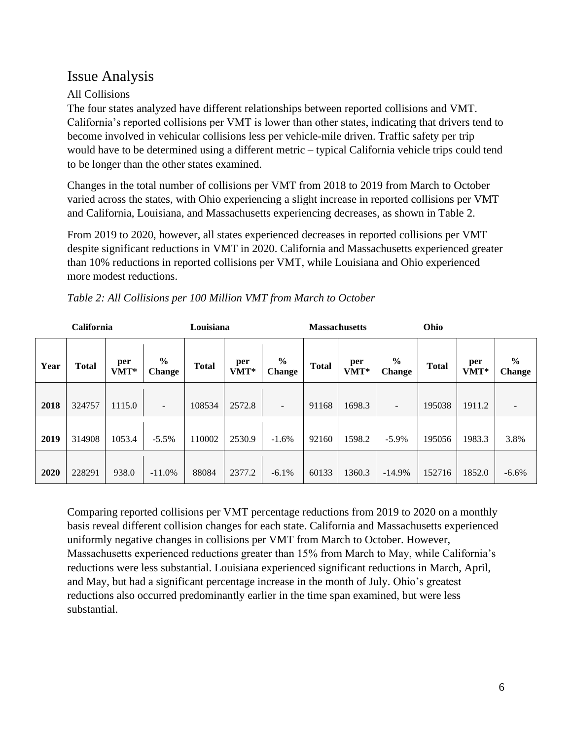# Issue Analysis

## All Collisions

The four states analyzed have different relationships between reported collisions and VMT. California's reported collisions per VMT is lower than other states, indicating that drivers tend to become involved in vehicular collisions less per vehicle-mile driven. Traffic safety per trip would have to be determined using a different metric – typical California vehicle trips could tend to be longer than the other states examined.

Changes in the total number of collisions per VMT from 2018 to 2019 from March to October varied across the states, with Ohio experiencing a slight increase in reported collisions per VMT and California, Louisiana, and Massachusetts experiencing decreases, as shown in Table 2.

From 2019 to 2020, however, all states experienced decreases in reported collisions per VMT despite significant reductions in VMT in 2020. California and Massachusetts experienced greater than 10% reductions in reported collisions per VMT, while Louisiana and Ohio experienced more modest reductions.

*Table 2: All Collisions per 100 Million VMT from March to October*

| | California | | | Louisiana | | | Massachusetts | | | Ohio | | |
|---|---|---|---|---|---|---|---|---|---|---|---|---|
| **Year** | **Total** | **per VMT*** | **% Change** | **Total** | **per VMT*** | **% Change** | **Total** | **per VMT*** | **% Change** | **Total** | **per VMT*** | **% Change** |
| **2018** | 324757 | 1115.0 | - | 108534 | 2572.8 | - | 91168 | 1698.3 | - | 195038 | 1911.2 | - |
| **2019** | 314908 | 1053.4 | -5.5% | 110002 | 2530.9 | -1.6% | 92160 | 1598.2 | -5.9% | 195056 | 1983.3 | 3.8% |
| **2020** | 228291 | 938.0 | -11.0% | 88084 | 2377.2 | -6.1% | 60133 | 1360.3 | -14.9% | 152716 | 1852.0 | -6.6% |

Comparing reported collisions per VMT percentage reductions from 2019 to 2020 on a monthly basis reveal different collision changes for each state. California and Massachusetts experienced uniformly negative changes in collisions per VMT from March to October. However, Massachusetts experienced reductions greater than 15% from March to May, while California's reductions were less substantial. Louisiana experienced significant reductions in March, April, and May, but had a significant percentage increase in the month of July. Ohio's greatest reductions also occurred predominantly earlier in the time span examined, but were less substantial.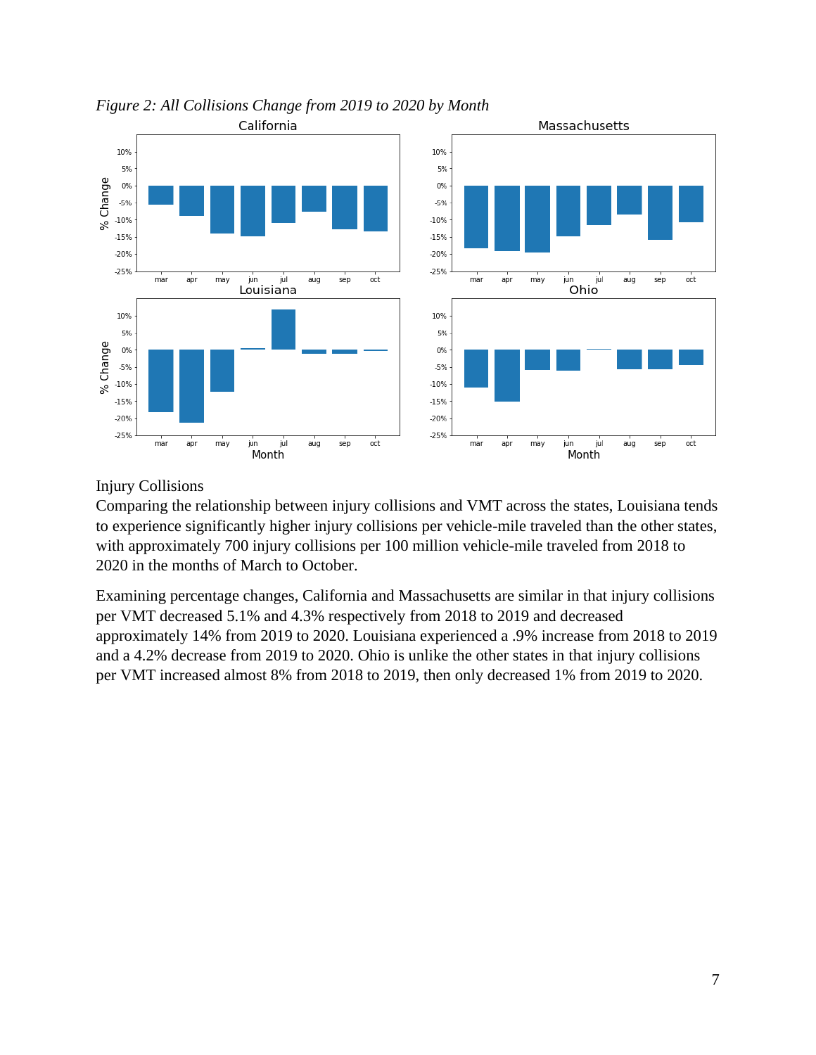*Figure 2: All Collisions Change from 2019 to 2020 by Month*

Injury Collisions

Comparing the relationship between injury collisions and VMT across the states, Louisiana tends to experience significantly higher injury collisions per vehicle-mile traveled than the other states, with approximately 700 injury collisions per 100 million vehicle-mile traveled from 2018 to 2020 in the months of March to October.

Examining percentage changes, California and Massachusetts are similar in that injury collisions per VMT decreased 5.1% and 4.3% respectively from 2018 to 2019 and decreased approximately 14% from 2019 to 2020. Louisiana experienced a .9% increase from 2018 to 2019 and a 4.2% decrease from 2019 to 2020. Ohio is unlike the other states in that injury collisions per VMT increased almost 8% from 2018 to 2019, then only decreased 1% from 2019 to 2020.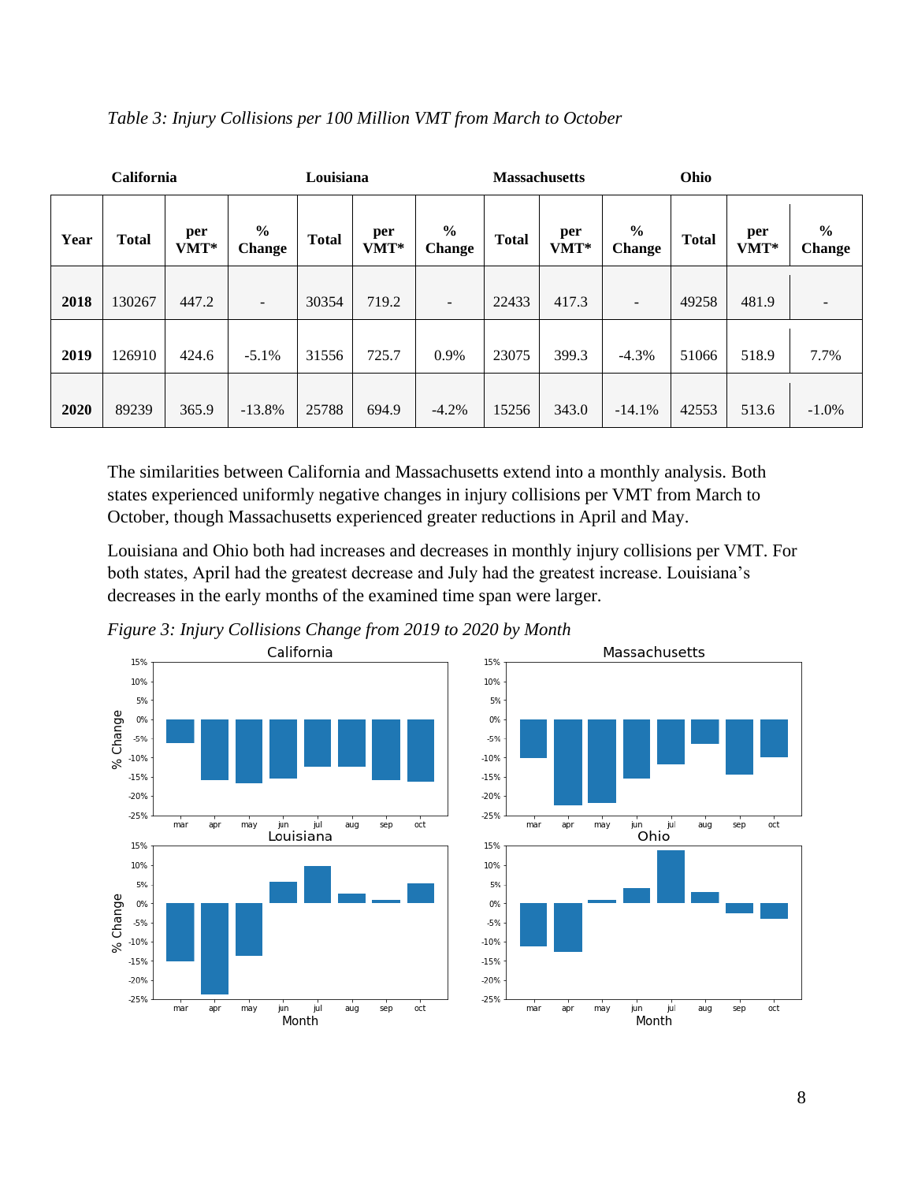*Table 3: Injury Collisions per 100 Million VMT from March to October*

| | California | | | Louisiana | | | Massachusetts | | | Ohio | | |
|---|---|---|---|---|---|---|---|---|---|---|---|---|
| **Year** | **Total** | **per VMT*** | **% Change** | **Total** | **per VMT*** | **% Change** | **Total** | **per VMT*** | **% Change** | **Total** | **per VMT*** | **% Change** |
| **2018** | 130267 | 447.2 | - | 30354 | 719.2 | - | 22433 | 417.3 | - | 49258 | 481.9 | - |
| **2019** | 126910 | 424.6 | -5.1% | 31556 | 725.7 | 0.9% | 23075 | 399.3 | -4.3% | 51066 | 518.9 | 7.7% |
| **2020** | 89239 | 365.9 | -13.8% | 25788 | 694.9 | -4.2% | 15256 | 343.0 | -14.1% | 42553 | 513.6 | -1.0% |

The similarities between California and Massachusetts extend into a monthly analysis. Both states experienced uniformly negative changes in injury collisions per VMT from March to October, though Massachusetts experienced greater reductions in April and May.

Louisiana and Ohio both had increases and decreases in monthly injury collisions per VMT. For both states, April had the greatest decrease and July had the greatest increase. Louisiana's decreases in the early months of the examined time span were larger.

*Figure 3: Injury Collisions Change from 2019 to 2020 by Month*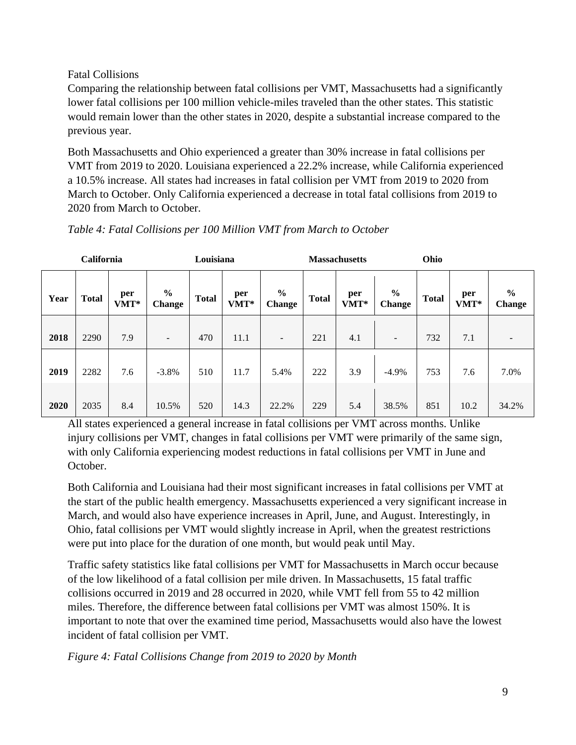Fatal Collisions

Comparing the relationship between fatal collisions per VMT, Massachusetts had a significantly lower fatal collisions per 100 million vehicle-miles traveled than the other states. This statistic would remain lower than the other states in 2020, despite a substantial increase compared to the previous year.

Both Massachusetts and Ohio experienced a greater than 30% increase in fatal collisions per VMT from 2019 to 2020. Louisiana experienced a 22.2% increase, while California experienced a 10.5% increase. All states had increases in fatal collision per VMT from 2019 to 2020 from March to October. Only California experienced a decrease in total fatal collisions from 2019 to 2020 from March to October.

*Table 4: Fatal Collisions per 100 Million VMT from March to October*

| | California | | | Louisiana | | | Massachusetts | | | Ohio | | |
|---|---|---|---|---|---|---|---|---|---|---|---|---|
| **Year** | **Total** | **per VMT*** | **% Change** | **Total** | **per VMT*** | **% Change** | **Total** | **per VMT*** | **% Change** | **Total** | **per VMT*** | **% Change** |
| **2018** | 2290 | 7.9 | - | 470 | 11.1 | - | 221 | 4.1 | - | 732 | 7.1 | - |
| **2019** | 2282 | 7.6 | -3.8% | 510 | 11.7 | 5.4% | 222 | 3.9 | -4.9% | 753 | 7.6 | 7.0% |
| **2020** | 2035 | 8.4 | 10.5% | 520 | 14.3 | 22.2% | 229 | 5.4 | 38.5% | 851 | 10.2 | 34.2% |

All states experienced a general increase in fatal collisions per VMT across months. Unlike injury collisions per VMT, changes in fatal collisions per VMT were primarily of the same sign, with only California experiencing modest reductions in fatal collisions per VMT in June and October.

Both California and Louisiana had their most significant increases in fatal collisions per VMT at the start of the public health emergency. Massachusetts experienced a very significant increase in March, and would also have experience increases in April, June, and August. Interestingly, in Ohio, fatal collisions per VMT would slightly increase in April, when the greatest restrictions were put into place for the duration of one month, but would peak until May.

Traffic safety statistics like fatal collisions per VMT for Massachusetts in March occur because of the low likelihood of a fatal collision per mile driven. In Massachusetts, 15 fatal traffic collisions occurred in 2019 and 28 occurred in 2020, while VMT fell from 55 to 42 million miles. Therefore, the difference between fatal collisions per VMT was almost 150%. It is important to note that over the examined time period, Massachusetts would also have the lowest incident of fatal collision per VMT.

*Figure 4: Fatal Collisions Change from 2019 to 2020 by Month*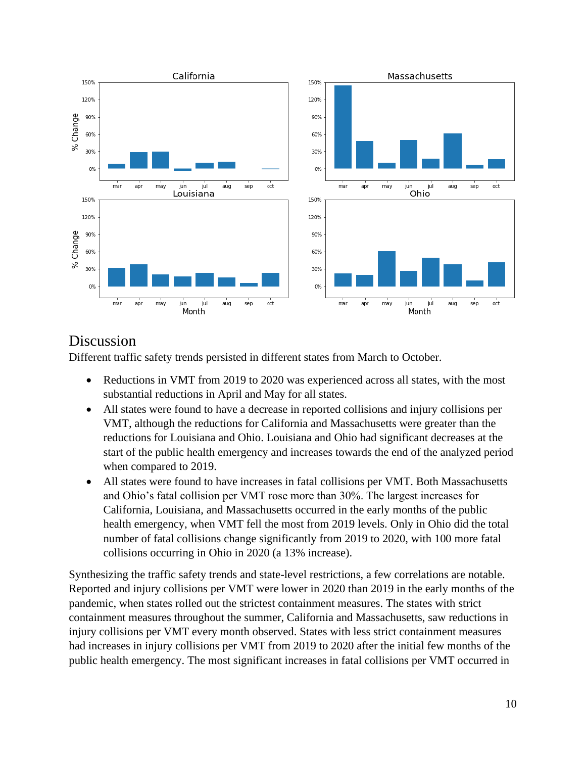## Discussion

Different traffic safety trends persisted in different states from March to October.

- Reductions in VMT from 2019 to 2020 was experienced across all states, with the most substantial reductions in April and May for all states.
- All states were found to have a decrease in reported collisions and injury collisions per VMT, although the reductions for California and Massachusetts were greater than the reductions for Louisiana and Ohio. Louisiana and Ohio had significant decreases at the start of the public health emergency and increases towards the end of the analyzed period when compared to 2019.
- All states were found to have increases in fatal collisions per VMT. Both Massachusetts and Ohio's fatal collision per VMT rose more than 30%. The largest increases for California, Louisiana, and Massachusetts occurred in the early months of the public health emergency, when VMT fell the most from 2019 levels. Only in Ohio did the total number of fatal collisions change significantly from 2019 to 2020, with 100 more fatal collisions occurring in Ohio in 2020 (a 13% increase).

Synthesizing the traffic safety trends and state-level restrictions, a few correlations are notable. Reported and injury collisions per VMT were lower in 2020 than 2019 in the early months of the pandemic, when states rolled out the strictest containment measures. The states with strict containment measures throughout the summer, California and Massachusetts, saw reductions in injury collisions per VMT every month observed. States with less strict containment measures had increases in injury collisions per VMT from 2019 to 2020 after the initial few months of the public health emergency. The most significant increases in fatal collisions per VMT occurred in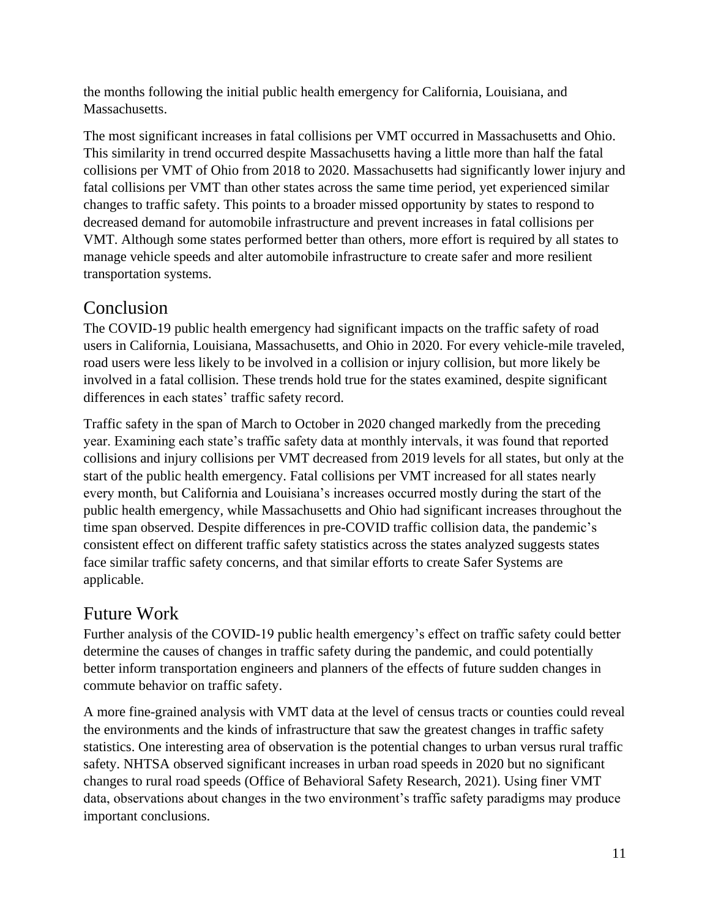the months following the initial public health emergency for California, Louisiana, and Massachusetts.

The most significant increases in fatal collisions per VMT occurred in Massachusetts and Ohio. This similarity in trend occurred despite Massachusetts having a little more than half the fatal collisions per VMT of Ohio from 2018 to 2020. Massachusetts had significantly lower injury and fatal collisions per VMT than other states across the same time period, yet experienced similar changes to traffic safety. This points to a broader missed opportunity by states to respond to decreased demand for automobile infrastructure and prevent increases in fatal collisions per VMT. Although some states performed better than others, more effort is required by all states to manage vehicle speeds and alter automobile infrastructure to create safer and more resilient transportation systems.

## Conclusion

The COVID-19 public health emergency had significant impacts on the traffic safety of road users in California, Louisiana, Massachusetts, and Ohio in 2020. For every vehicle-mile traveled, road users were less likely to be involved in a collision or injury collision, but more likely be involved in a fatal collision. These trends hold true for the states examined, despite significant differences in each states' traffic safety record.

Traffic safety in the span of March to October in 2020 changed markedly from the preceding year. Examining each state's traffic safety data at monthly intervals, it was found that reported collisions and injury collisions per VMT decreased from 2019 levels for all states, but only at the start of the public health emergency. Fatal collisions per VMT increased for all states nearly every month, but California and Louisiana's increases occurred mostly during the start of the public health emergency, while Massachusetts and Ohio had significant increases throughout the time span observed. Despite differences in pre-COVID traffic collision data, the pandemic's consistent effect on different traffic safety statistics across the states analyzed suggests states face similar traffic safety concerns, and that similar efforts to create Safer Systems are applicable.

## Future Work

Further analysis of the COVID-19 public health emergency's effect on traffic safety could better determine the causes of changes in traffic safety during the pandemic, and could potentially better inform transportation engineers and planners of the effects of future sudden changes in commute behavior on traffic safety.

A more fine-grained analysis with VMT data at the level of census tracts or counties could reveal the environments and the kinds of infrastructure that saw the greatest changes in traffic safety statistics. One interesting area of observation is the potential changes to urban versus rural traffic safety. NHTSA observed significant increases in urban road speeds in 2020 but no significant changes to rural road speeds (Office of Behavioral Safety Research, 2021). Using finer VMT data, observations about changes in the two environment's traffic safety paradigms may produce important conclusions.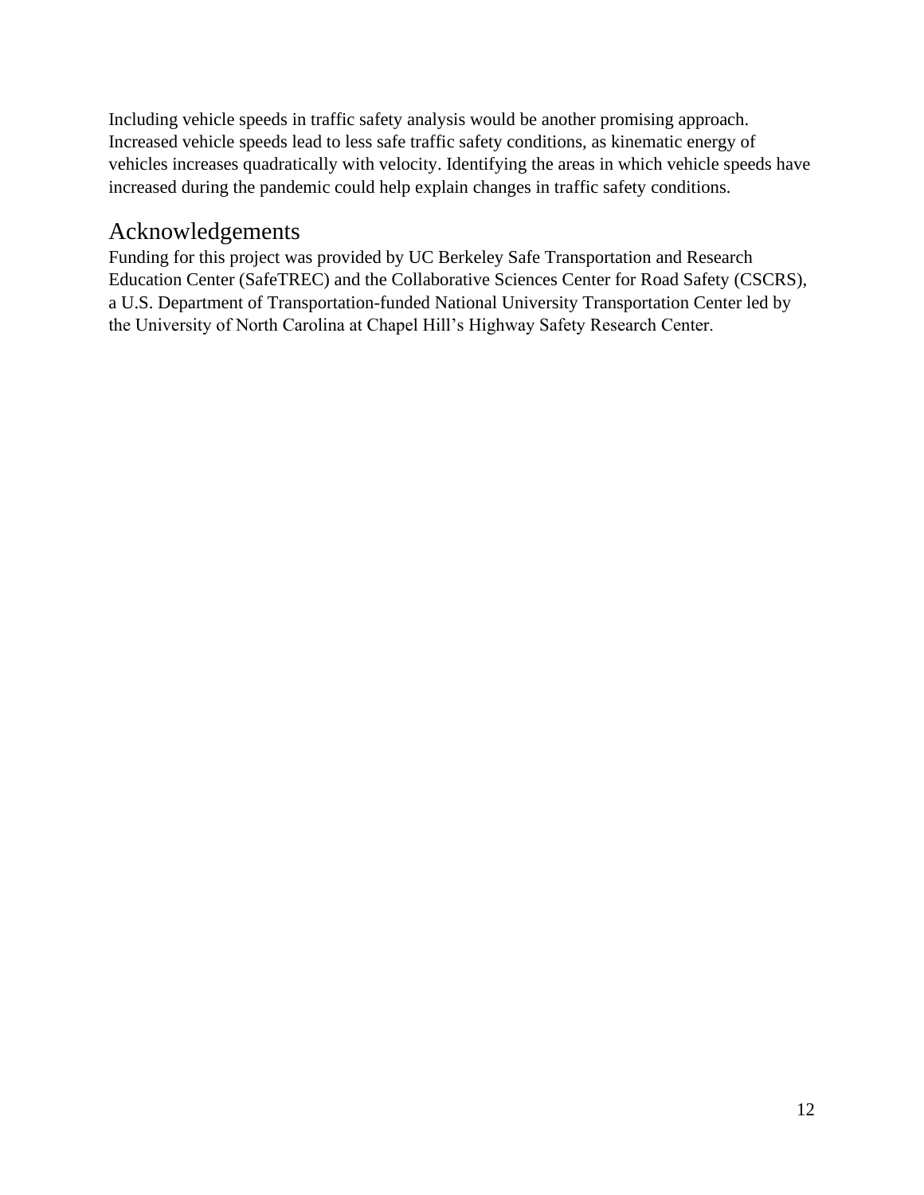Including vehicle speeds in traffic safety analysis would be another promising approach. Increased vehicle speeds lead to less safe traffic safety conditions, as kinematic energy of vehicles increases quadratically with velocity. Identifying the areas in which vehicle speeds have increased during the pandemic could help explain changes in traffic safety conditions.

# Acknowledgements

Funding for this project was provided by UC Berkeley Safe Transportation and Research Education Center (SafeTREC) and the Collaborative Sciences Center for Road Safety (CSCRS), a U.S. Department of Transportation-funded National University Transportation Center led by the University of North Carolina at Chapel Hill's Highway Safety Research Center.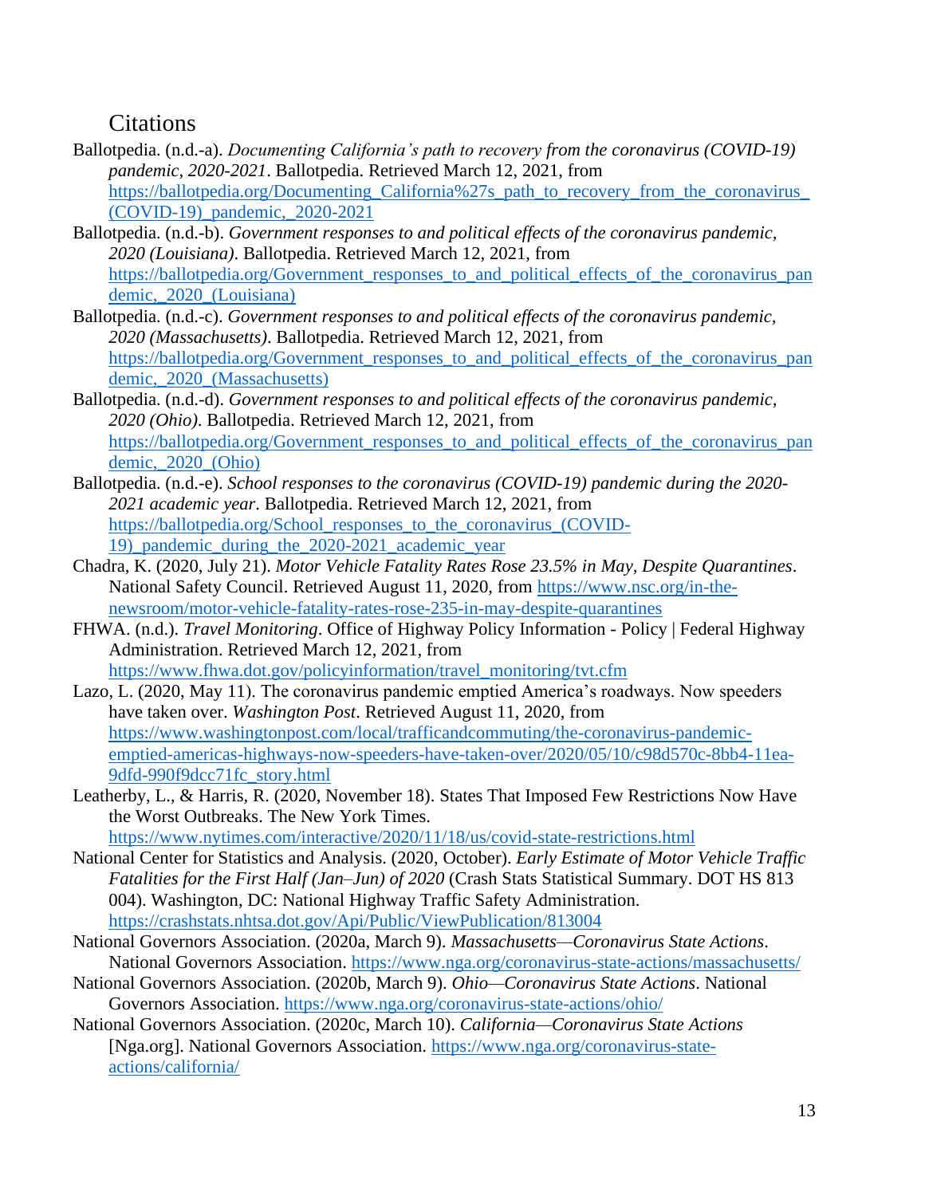## Citations

Ballotpedia. (n.d.-a). *Documenting California's path to recovery from the coronavirus (COVID-19) pandemic, 2020-2021*. Ballotpedia. Retrieved March 12, 2021, from https://ballotpedia.org/Documenting_California%27s_path_to_recovery_from_the_coronavirus_(COVID-19)_pandemic,_2020-2021

Ballotpedia. (n.d.-b). *Government responses to and political effects of the coronavirus pandemic, 2020 (Louisiana)*. Ballotpedia. Retrieved March 12, 2021, from https://ballotpedia.org/Government_responses_to_and_political_effects_of_the_coronavirus_pandemic,_2020_(Louisiana)

Ballotpedia. (n.d.-c). *Government responses to and political effects of the coronavirus pandemic, 2020 (Massachusetts)*. Ballotpedia. Retrieved March 12, 2021, from https://ballotpedia.org/Government_responses_to_and_political_effects_of_the_coronavirus_pandemic,_2020_(Massachusetts)

Ballotpedia. (n.d.-d). *Government responses to and political effects of the coronavirus pandemic, 2020 (Ohio)*. Ballotpedia. Retrieved March 12, 2021, from https://ballotpedia.org/Government_responses_to_and_political_effects_of_the_coronavirus_pandemic,_2020_(Ohio)

Ballotpedia. (n.d.-e). *School responses to the coronavirus (COVID-19) pandemic during the 2020-2021 academic year*. Ballotpedia. Retrieved March 12, 2021, from https://ballotpedia.org/School_responses_to_the_coronavirus_(COVID-19)_pandemic_during_the_2020-2021_academic_year

Chadra, K. (2020, July 21). *Motor Vehicle Fatality Rates Rose 23.5% in May, Despite Quarantines*. National Safety Council. Retrieved August 11, 2020, from https://www.nsc.org/in-the-newsroom/motor-vehicle-fatality-rates-rose-235-in-may-despite-quarantines

FHWA. (n.d.). *Travel Monitoring*. Office of Highway Policy Information - Policy | Federal Highway Administration. Retrieved March 12, 2021, from https://www.fhwa.dot.gov/policyinformation/travel_monitoring/tvt.cfm

Lazo, L. (2020, May 11). The coronavirus pandemic emptied America's roadways. Now speeders have taken over. *Washington Post*. Retrieved August 11, 2020, from https://www.washingtonpost.com/local/trafficandcommuting/the-coronavirus-pandemic-emptied-americas-highways-now-speeders-have-taken-over/2020/05/10/c98d570c-8bb4-11ea-9dfd-990f9dcc71fc_story.html

Leatherby, L., & Harris, R. (2020, November 18). States That Imposed Few Restrictions Now Have the Worst Outbreaks. The New York Times. https://www.nytimes.com/interactive/2020/11/18/us/covid-state-restrictions.html

National Center for Statistics and Analysis. (2020, October). *Early Estimate of Motor Vehicle Traffic Fatalities for the First Half (Jan–Jun) of 2020* (Crash Stats Statistical Summary. DOT HS 813 004). Washington, DC: National Highway Traffic Safety Administration. https://crashstats.nhtsa.dot.gov/Api/Public/ViewPublication/813004

National Governors Association. (2020a, March 9). *Massachusetts—Coronavirus State Actions*. National Governors Association. https://www.nga.org/coronavirus-state-actions/massachusetts/

National Governors Association. (2020b, March 9). *Ohio—Coronavirus State Actions*. National Governors Association. https://www.nga.org/coronavirus-state-actions/ohio/

National Governors Association. (2020c, March 10). *California—Coronavirus State Actions* [Nga.org]. National Governors Association. https://www.nga.org/coronavirus-state-actions/california/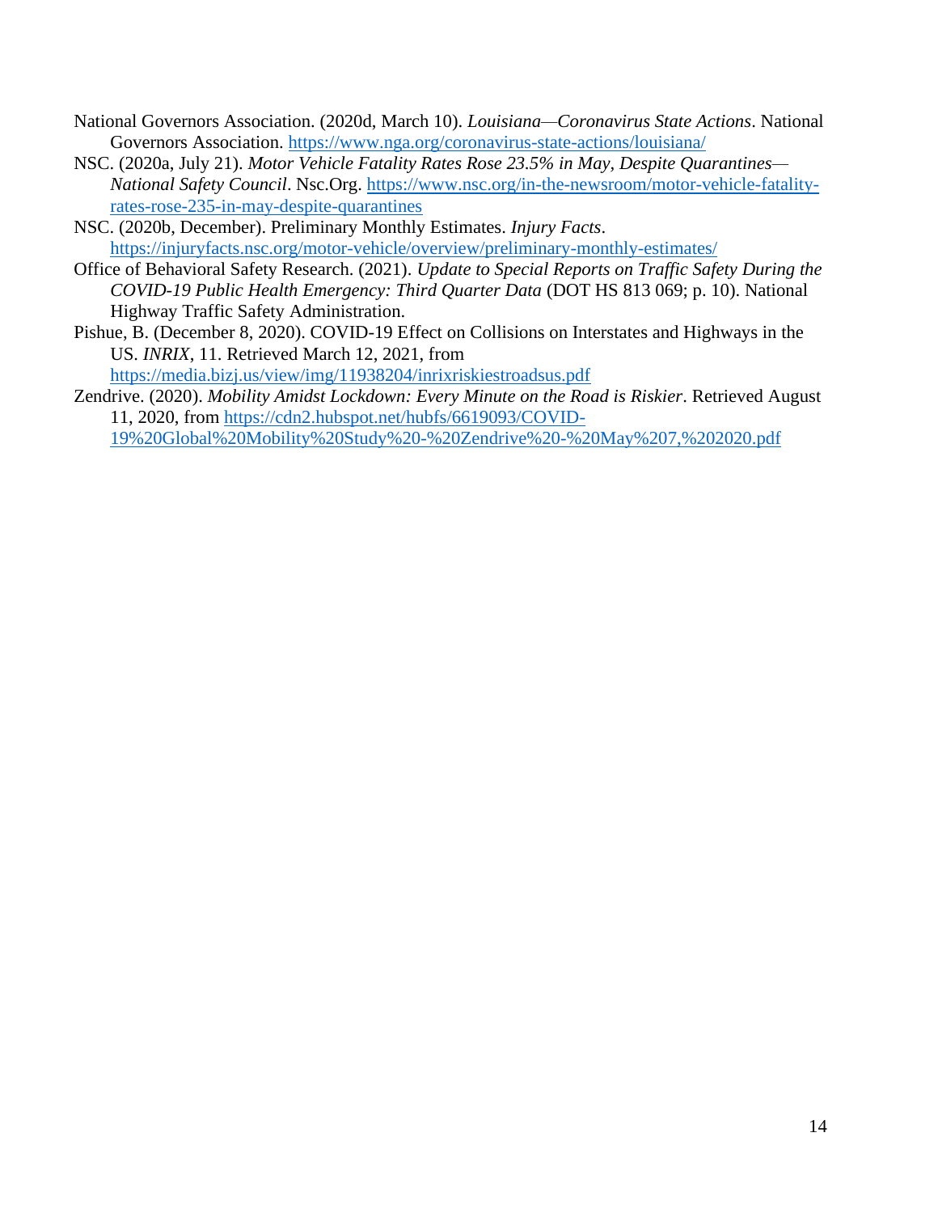National Governors Association. (2020d, March 10). *Louisiana—Coronavirus State Actions*. National Governors Association. https://www.nga.org/coronavirus-state-actions/louisiana/

NSC. (2020a, July 21). *Motor Vehicle Fatality Rates Rose 23.5% in May, Despite Quarantines—National Safety Council*. Nsc.Org. https://www.nsc.org/in-the-newsroom/motor-vehicle-fatality-rates-rose-235-in-may-despite-quarantines

NSC. (2020b, December). Preliminary Monthly Estimates. *Injury Facts*. https://injuryfacts.nsc.org/motor-vehicle/overview/preliminary-monthly-estimates/

Office of Behavioral Safety Research. (2021). *Update to Special Reports on Traffic Safety During the COVID-19 Public Health Emergency: Third Quarter Data* (DOT HS 813 069; p. 10). National Highway Traffic Safety Administration.

Pishue, B. (December 8, 2020). COVID-19 Effect on Collisions on Interstates and Highways in the US. *INRIX*, 11. Retrieved March 12, 2021, from https://media.bizj.us/view/img/11938204/inrixriskiestroadsus.pdf

Zendrive. (2020). *Mobility Amidst Lockdown: Every Minute on the Road is Riskier*. Retrieved August 11, 2020, from https://cdn2.hubspot.net/hubfs/6619093/COVID-19%20Global%20Mobility%20Study%20-%20Zendrive%20-%20May%207,%202020.pdf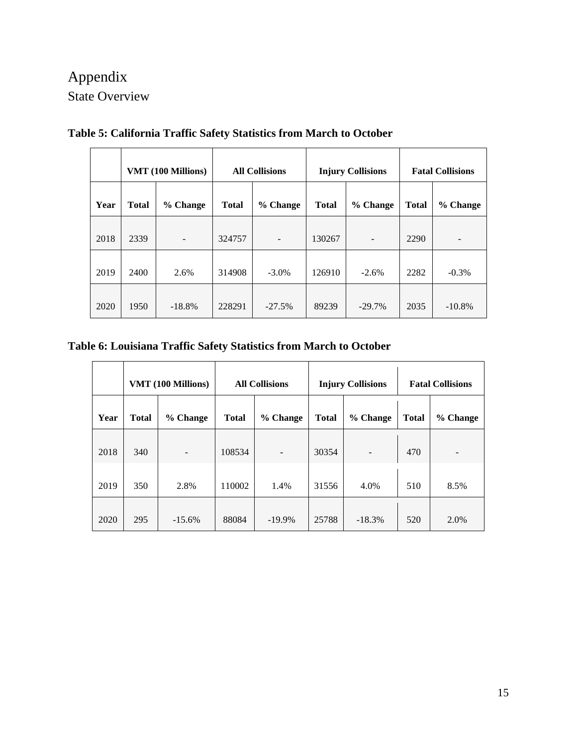# Appendix

## State Overview

**Table 5: California Traffic Safety Statistics from March to October**

| | VMT (100 Millions) | | All Collisions | | Injury Collisions | | Fatal Collisions | |
|---|---|---|---|---|---|---|---|---|
| **Year** | **Total** | **% Change** | **Total** | **% Change** | **Total** | **% Change** | **Total** | **% Change** |
| 2018 | 2339 | - | 324757 | - | 130267 | - | 2290 | - |
| 2019 | 2400 | 2.6% | 314908 | -3.0% | 126910 | -2.6% | 2282 | -0.3% |
| 2020 | 1950 | -18.8% | 228291 | -27.5% | 89239 | -29.7% | 2035 | -10.8% |

**Table 6: Louisiana Traffic Safety Statistics from March to October**

| | VMT (100 Millions) | | All Collisions | | Injury Collisions | | Fatal Collisions | |
|---|---|---|---|---|---|---|---|---|
| **Year** | **Total** | **% Change** | **Total** | **% Change** | **Total** | **% Change** | **Total** | **% Change** |
| 2018 | 340 | - | 108534 | - | 30354 | - | 470 | - |
| 2019 | 350 | 2.8% | 110002 | 1.4% | 31556 | 4.0% | 510 | 8.5% |
| 2020 | 295 | -15.6% | 88084 | -19.9% | 25788 | -18.3% | 520 | 2.0% |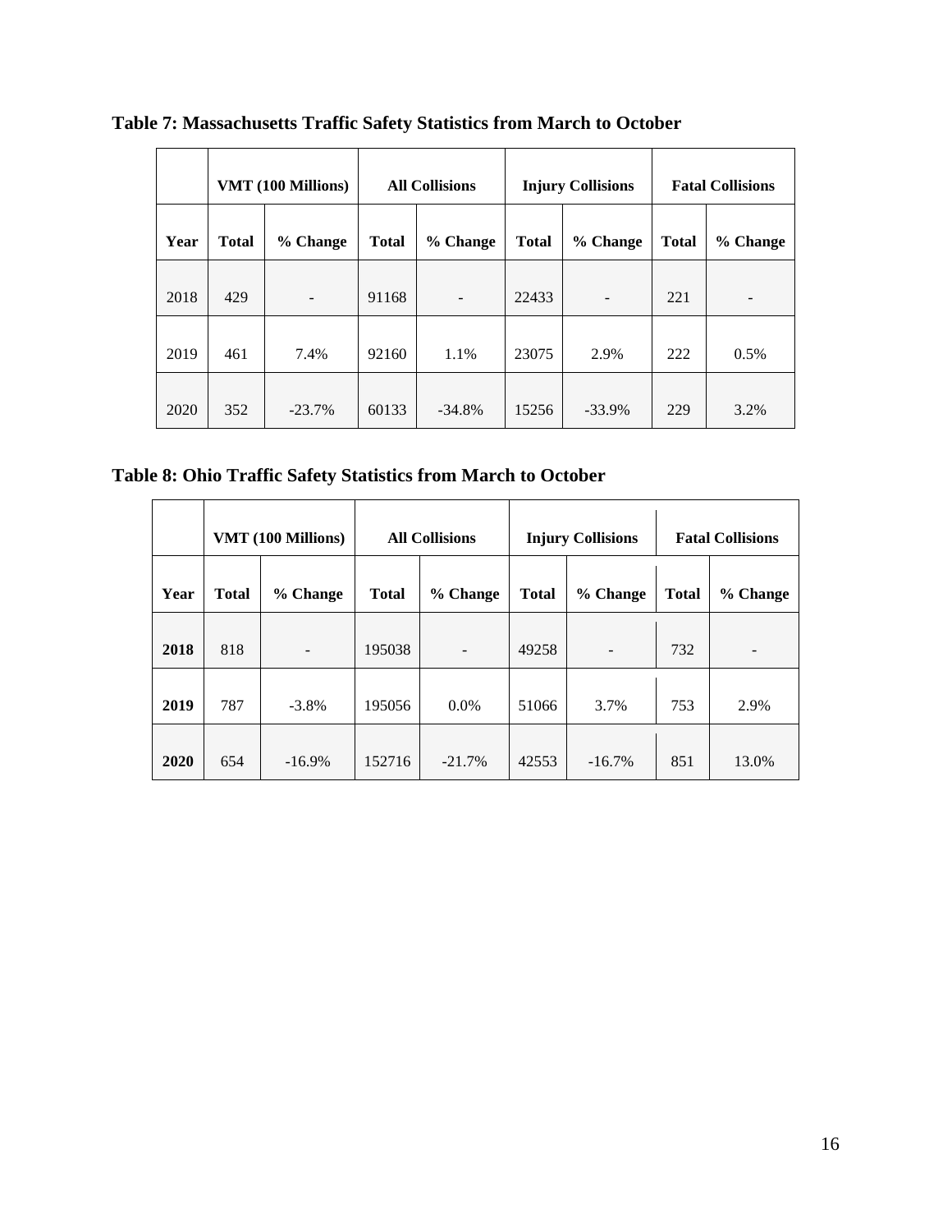**Table 7: Massachusetts Traffic Safety Statistics from March to October**

| | VMT (100 Millions) | | All Collisions | | Injury Collisions | | Fatal Collisions | |
|---|---|---|---|---|---|---|---|---|
| **Year** | **Total** | **% Change** | **Total** | **% Change** | **Total** | **% Change** | **Total** | **% Change** |
| 2018 | 429 | - | 91168 | - | 22433 | - | 221 | - |
| 2019 | 461 | 7.4% | 92160 | 1.1% | 23075 | 2.9% | 222 | 0.5% |
| 2020 | 352 | -23.7% | 60133 | -34.8% | 15256 | -33.9% | 229 | 3.2% |

**Table 8: Ohio Traffic Safety Statistics from March to October**

| | VMT (100 Millions) | | All Collisions | | Injury Collisions | | Fatal Collisions | |
|---|---|---|---|---|---|---|---|---|
| **Year** | **Total** | **% Change** | **Total** | **% Change** | **Total** | **% Change** | **Total** | **% Change** |
| **2018** | 818 | - | 195038 | - | 49258 | - | 732 | - |
| **2019** | 787 | -3.8% | 195056 | 0.0% | 51066 | 3.7% | 753 | 2.9% |
| **2020** | 654 | -16.9% | 152716 | -21.7% | 42553 | -16.7% | 851 | 13.0% |